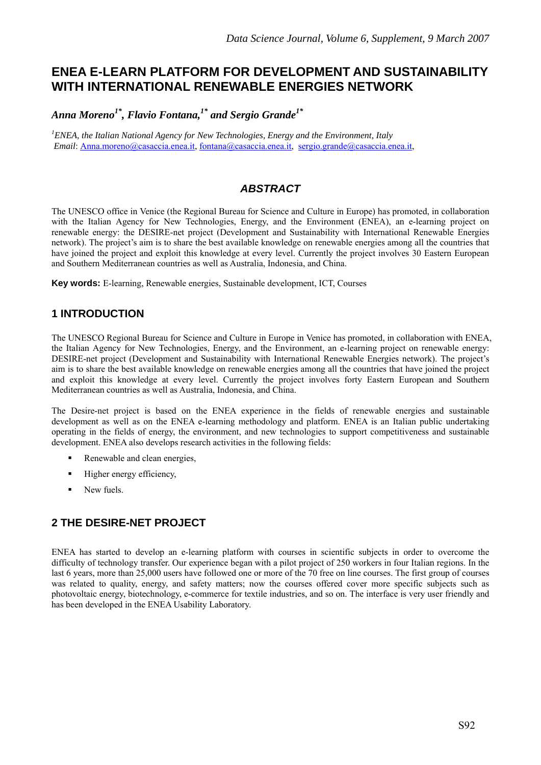# ENEA E-LEARN PLATFORM FOR DEVELOPMENT AND SUSTAINABILITY WITH INTERNATIONAL RENEWABLE ENERGIES NETWORK

***Anna Moreno[1*], Flavio Fontana,[1*] and Sergio Grande[1*]***

*[1]ENEA, the Italian National Agency for New Technologies, Energy and the Environment, Italy*
*Email*: Anna.moreno@casaccia.enea.it, fontana@casaccia.enea.it, sergio.grande@casaccia.enea.it,

## *ABSTRACT*

The UNESCO office in Venice (the Regional Bureau for Science and Culture in Europe) has promoted, in collaboration with the Italian Agency for New Technologies, Energy, and the Environment (ENEA), an e-learning project on renewable energy: the DESIRE-net project (Development and Sustainability with International Renewable Energies network). The project's aim is to share the best available knowledge on renewable energies among all the countries that have joined the project and exploit this knowledge at every level. Currently the project involves 30 Eastern European and Southern Mediterranean countries as well as Australia, Indonesia, and China.

**Key words:** E-learning, Renewable energies, Sustainable development, ICT, Courses

## 1 INTRODUCTION

The UNESCO Regional Bureau for Science and Culture in Europe in Venice has promoted, in collaboration with ENEA, the Italian Agency for New Technologies, Energy, and the Environment, an e-learning project on renewable energy: DESIRE-net project (Development and Sustainability with International Renewable Energies network). The project's aim is to share the best available knowledge on renewable energies among all the countries that have joined the project and exploit this knowledge at every level. Currently the project involves forty Eastern European and Southern Mediterranean countries as well as Australia, Indonesia, and China.

The Desire-net project is based on the ENEA experience in the fields of renewable energies and sustainable development as well as on the ENEA e-learning methodology and platform. ENEA is an Italian public undertaking operating in the fields of energy, the environment, and new technologies to support competitiveness and sustainable development. ENEA also develops research activities in the following fields:

- Renewable and clean energies,
- Higher energy efficiency,
- New fuels.

## 2 THE DESIRE-NET PROJECT

ENEA has started to develop an e-learning platform with courses in scientific subjects in order to overcome the difficulty of technology transfer. Our experience began with a pilot project of 250 workers in four Italian regions. In the last 6 years, more than 25,000 users have followed one or more of the 70 free on line courses. The first group of courses was related to quality, energy, and safety matters; now the courses offered cover more specific subjects such as photovoltaic energy, biotechnology, e-commerce for textile industries, and so on. The interface is very user friendly and has been developed in the ENEA Usability Laboratory.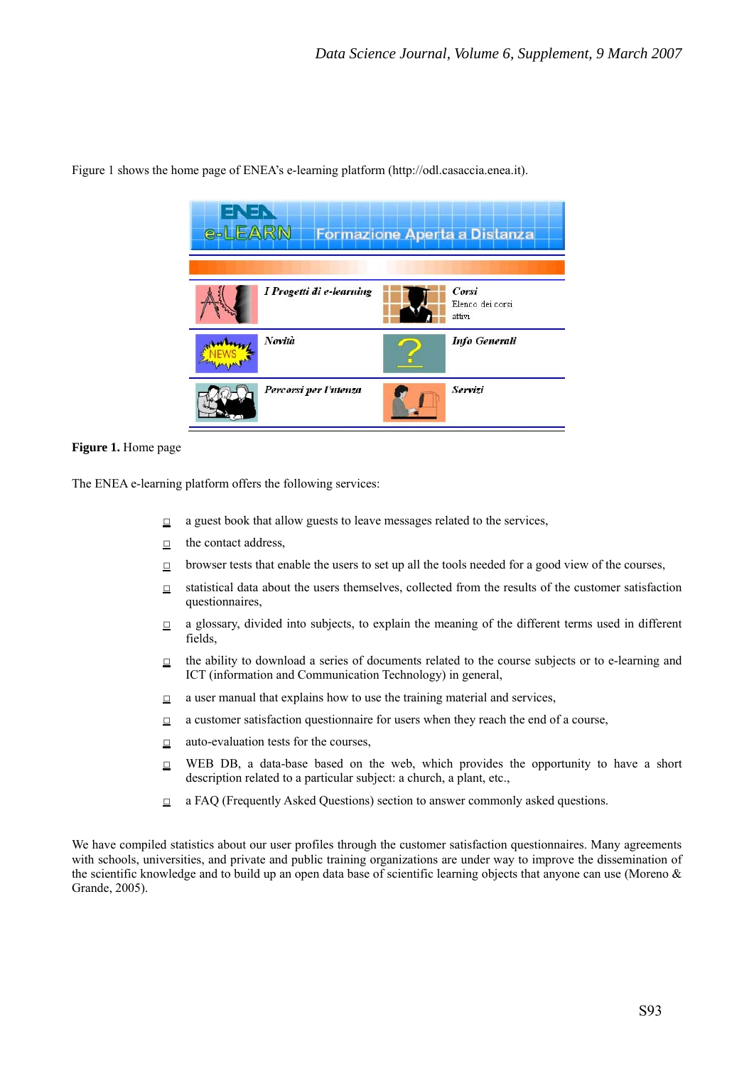Figure 1 shows the home page of ENEA's e-learning platform (http://odl.casaccia.enea.it).

**Figure 1.** Home page

The ENEA e-learning platform offers the following services:

- a guest book that allow guests to leave messages related to the services,
- the contact address,
- browser tests that enable the users to set up all the tools needed for a good view of the courses,
- statistical data about the users themselves, collected from the results of the customer satisfaction questionnaires,
- a glossary, divided into subjects, to explain the meaning of the different terms used in different fields,
- the ability to download a series of documents related to the course subjects or to e-learning and ICT (information and Communication Technology) in general,
- a user manual that explains how to use the training material and services,
- a customer satisfaction questionnaire for users when they reach the end of a course,
- auto-evaluation tests for the courses,
- WEB DB, a data-base based on the web, which provides the opportunity to have a short description related to a particular subject: a church, a plant, etc.,
- a FAQ (Frequently Asked Questions) section to answer commonly asked questions.

We have compiled statistics about our user profiles through the customer satisfaction questionnaires. Many agreements with schools, universities, and private and public training organizations are under way to improve the dissemination of the scientific knowledge and to build up an open data base of scientific learning objects that anyone can use (Moreno & Grande, 2005).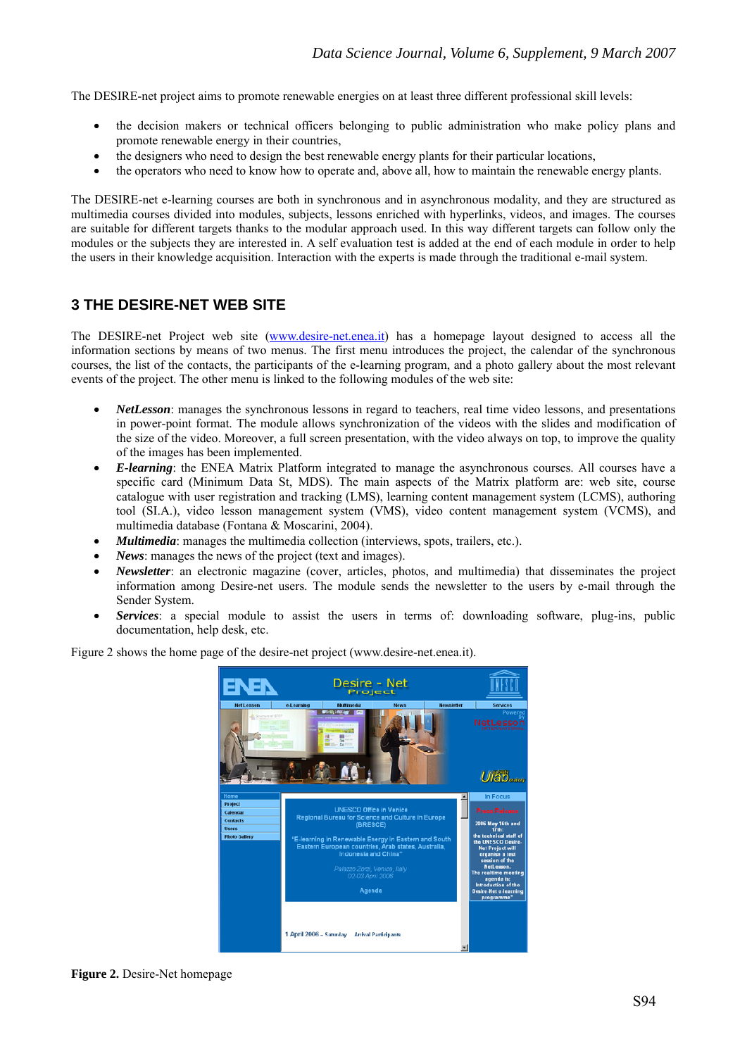The DESIRE-net project aims to promote renewable energies on at least three different professional skill levels:

- the decision makers or technical officers belonging to public administration who make policy plans and promote renewable energy in their countries,
- the designers who need to design the best renewable energy plants for their particular locations,
- the operators who need to know how to operate and, above all, how to maintain the renewable energy plants.

The DESIRE-net e-learning courses are both in synchronous and in asynchronous modality, and they are structured as multimedia courses divided into modules, subjects, lessons enriched with hyperlinks, videos, and images. The courses are suitable for different targets thanks to the modular approach used. In this way different targets can follow only the modules or the subjects they are interested in. A self evaluation test is added at the end of each module in order to help the users in their knowledge acquisition. Interaction with the experts is made through the traditional e-mail system.

## 3 THE DESIRE-NET WEB SITE

The DESIRE-net Project web site (www.desire-net.enea.it) has a homepage layout designed to access all the information sections by means of two menus. The first menu introduces the project, the calendar of the synchronous courses, the list of the contacts, the participants of the e-learning program, and a photo gallery about the most relevant events of the project. The other menu is linked to the following modules of the web site:

- ***NetLesson***: manages the synchronous lessons in regard to teachers, real time video lessons, and presentations in power-point format. The module allows synchronization of the videos with the slides and modification of the size of the video. Moreover, a full screen presentation, with the video always on top, to improve the quality of the images has been implemented.
- ***E-learning***: the ENEA Matrix Platform integrated to manage the asynchronous courses. All courses have a specific card (Minimum Data St, MDS). The main aspects of the Matrix platform are: web site, course catalogue with user registration and tracking (LMS), learning content management system (LCMS), authoring tool (SI.A.), video lesson management system (VMS), video content management system (VCMS), and multimedia database (Fontana & Moscarini, 2004).
- ***Multimedia***: manages the multimedia collection (interviews, spots, trailers, etc.).
- ***News***: manages the news of the project (text and images).
- ***Newsletter***: an electronic magazine (cover, articles, photos, and multimedia) that disseminates the project information among Desire-net users. The module sends the newsletter to the users by e-mail through the Sender System.
- ***Services***: a special module to assist the users in terms of: downloading software, plug-ins, public documentation, help desk, etc.

Figure 2 shows the home page of the desire-net project (www.desire-net.enea.it).

**Figure 2.** Desire-Net homepage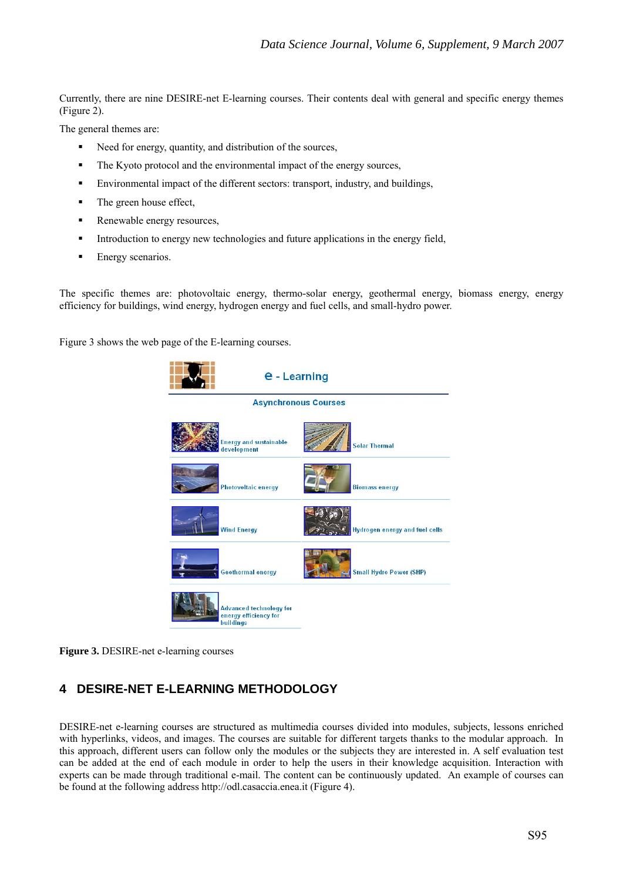Currently, there are nine DESIRE-net E-learning courses. Their contents deal with general and specific energy themes (Figure 2).

The general themes are:

- Need for energy, quantity, and distribution of the sources,
- The Kyoto protocol and the environmental impact of the energy sources,
- Environmental impact of the different sectors: transport, industry, and buildings,
- The green house effect,
- Renewable energy resources,
- Introduction to energy new technologies and future applications in the energy field,
- Energy scenarios.

The specific themes are: photovoltaic energy, thermo-solar energy, geothermal energy, biomass energy, energy efficiency for buildings, wind energy, hydrogen energy and fuel cells, and small-hydro power.

Figure 3 shows the web page of the E-learning courses.

**Figure 3.** DESIRE-net e-learning courses

## 4 DESIRE-NET E-LEARNING METHODOLOGY

DESIRE-net e-learning courses are structured as multimedia courses divided into modules, subjects, lessons enriched with hyperlinks, videos, and images. The courses are suitable for different targets thanks to the modular approach. In this approach, different users can follow only the modules or the subjects they are interested in. A self evaluation test can be added at the end of each module in order to help the users in their knowledge acquisition. Interaction with experts can be made through traditional e-mail. The content can be continuously updated. An example of courses can be found at the following address http://odl.casaccia.enea.it (Figure 4).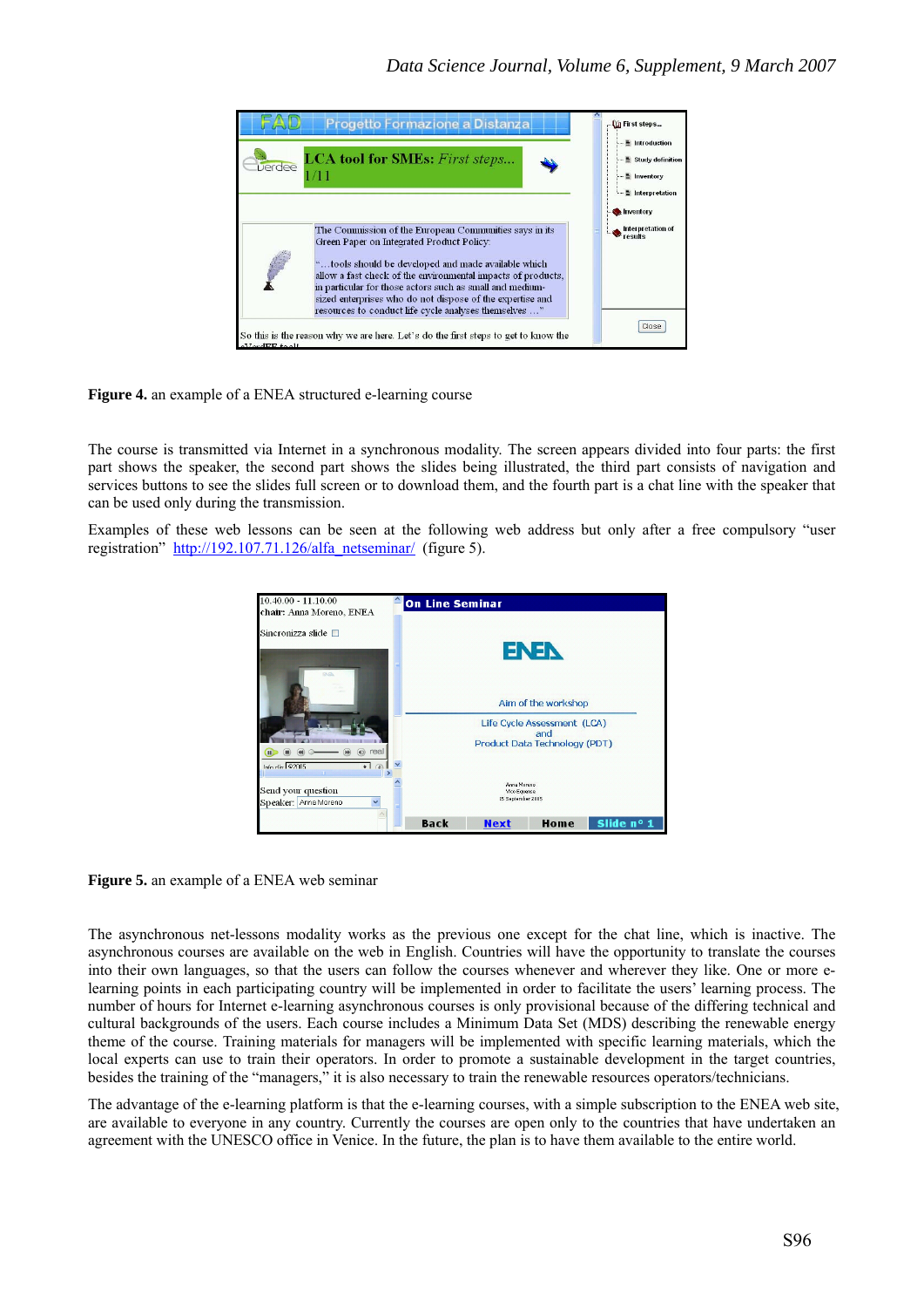**Figure 4.** an example of a ENEA structured e-learning course

The course is transmitted via Internet in a synchronous modality. The screen appears divided into four parts: the first part shows the speaker, the second part shows the slides being illustrated, the third part consists of navigation and services buttons to see the slides full screen or to download them, and the fourth part is a chat line with the speaker that can be used only during the transmission.

Examples of these web lessons can be seen at the following web address but only after a free compulsory "user registration" http://192.107.71.126/alfa_netseminar/ (figure 5).

**Figure 5.** an example of a ENEA web seminar

The asynchronous net-lessons modality works as the previous one except for the chat line, which is inactive. The asynchronous courses are available on the web in English. Countries will have the opportunity to translate the courses into their own languages, so that the users can follow the courses whenever and wherever they like. One or more e-learning points in each participating country will be implemented in order to facilitate the users' learning process. The number of hours for Internet e-learning asynchronous courses is only provisional because of the differing technical and cultural backgrounds of the users. Each course includes a Minimum Data Set (MDS) describing the renewable energy theme of the course. Training materials for managers will be implemented with specific learning materials, which the local experts can use to train their operators. In order to promote a sustainable development in the target countries, besides the training of the "managers," it is also necessary to train the renewable resources operators/technicians.

The advantage of the e-learning platform is that the e-learning courses, with a simple subscription to the ENEA web site, are available to everyone in any country. Currently the courses are open only to the countries that have undertaken an agreement with the UNESCO office in Venice. In the future, the plan is to have them available to the entire world.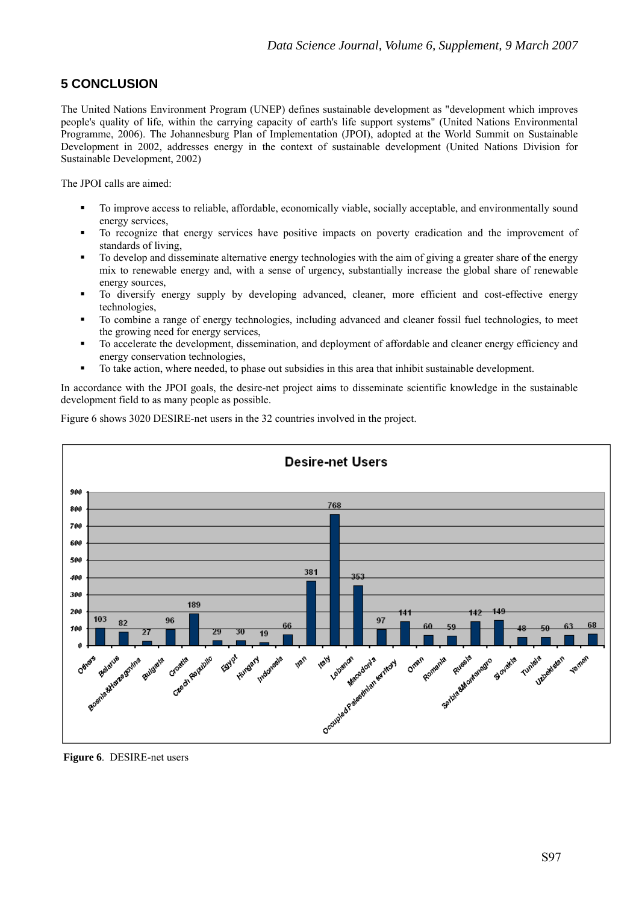## 5 CONCLUSION

The United Nations Environment Program (UNEP) defines sustainable development as "development which improves people's quality of life, within the carrying capacity of earth's life support systems" (United Nations Environmental Programme, 2006). The Johannesburg Plan of Implementation (JPOI), adopted at the World Summit on Sustainable Development in 2002, addresses energy in the context of sustainable development (United Nations Division for Sustainable Development, 2002)

The JPOI calls are aimed:

- To improve access to reliable, affordable, economically viable, socially acceptable, and environmentally sound energy services,
- To recognize that energy services have positive impacts on poverty eradication and the improvement of standards of living,
- To develop and disseminate alternative energy technologies with the aim of giving a greater share of the energy mix to renewable energy and, with a sense of urgency, substantially increase the global share of renewable energy sources,
- To diversify energy supply by developing advanced, cleaner, more efficient and cost-effective energy technologies,
- To combine a range of energy technologies, including advanced and cleaner fossil fuel technologies, to meet the growing need for energy services,
- To accelerate the development, dissemination, and deployment of affordable and cleaner energy efficiency and energy conservation technologies,
- To take action, where needed, to phase out subsidies in this area that inhibit sustainable development.

In accordance with the JPOI goals, the desire-net project aims to disseminate scientific knowledge in the sustainable development field to as many people as possible.

Figure 6 shows 3020 DESIRE-net users in the 32 countries involved in the project.

**Desire-net Users**

| Country | Users |
|---|---|
| Others | 103 |
| Belarus | 82 |
| Bosnia&Herzegovina | 27 |
| Bulgaria | 96 |
| Croatia | 189 |
| Czech Republic | 29 |
| Egypt | 30 |
| Hungary | 19 |
| Indonesia | 66 |
| Iran | 381 |
| Italy | 768 |
| Lebanon | 353 |
| Macedonia | 97 |
| Occupied Palestinian territory | 141 |
| Oman | 60 |
| Romania | 59 |
| Russia | 142 |
| Serbia&Montenegro | 149 |
| Slovakia | 48 |
| Tunisia | 50 |
| Uzbekistan | 63 |
| Yemen | 68 |

**Figure 6**. DESIRE-net users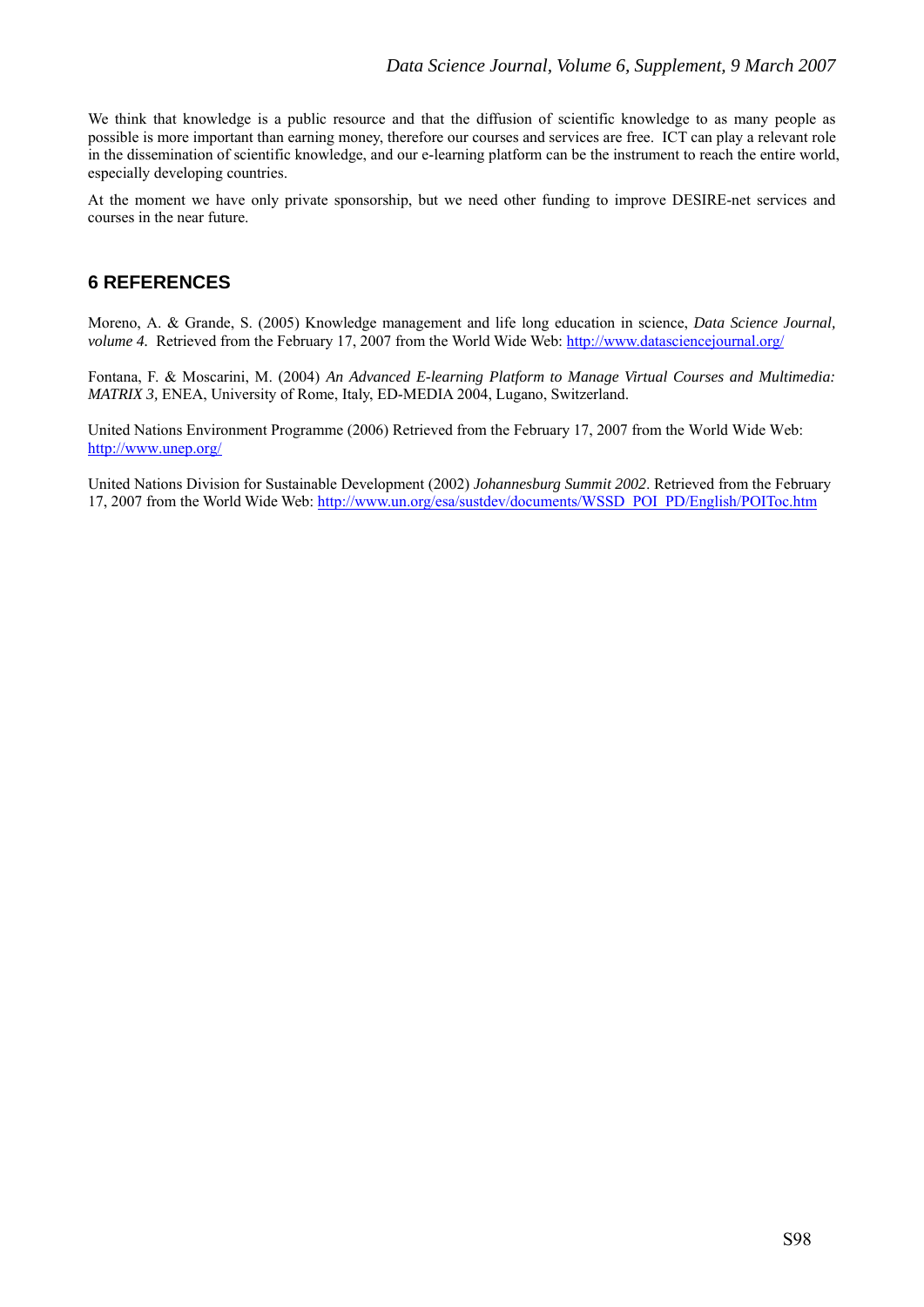We think that knowledge is a public resource and that the diffusion of scientific knowledge to as many people as possible is more important than earning money, therefore our courses and services are free. ICT can play a relevant role in the dissemination of scientific knowledge, and our e-learning platform can be the instrument to reach the entire world, especially developing countries.

At the moment we have only private sponsorship, but we need other funding to improve DESIRE-net services and courses in the near future.

## 6 REFERENCES

Moreno, A. & Grande, S. (2005) Knowledge management and life long education in science, *Data Science Journal, volume 4.* Retrieved from the February 17, 2007 from the World Wide Web: http://www.datasciencejournal.org/

Fontana, F. & Moscarini, M. (2004) *An Advanced E-learning Platform to Manage Virtual Courses and Multimedia: MATRIX 3,* ENEA, University of Rome, Italy, ED-MEDIA 2004, Lugano, Switzerland.

United Nations Environment Programme (2006) Retrieved from the February 17, 2007 from the World Wide Web: http://www.unep.org/

United Nations Division for Sustainable Development (2002) *Johannesburg Summit 2002*. Retrieved from the February 17, 2007 from the World Wide Web: http://www.un.org/esa/sustdev/documents/WSSD_POI_PD/English/POIToc.htm